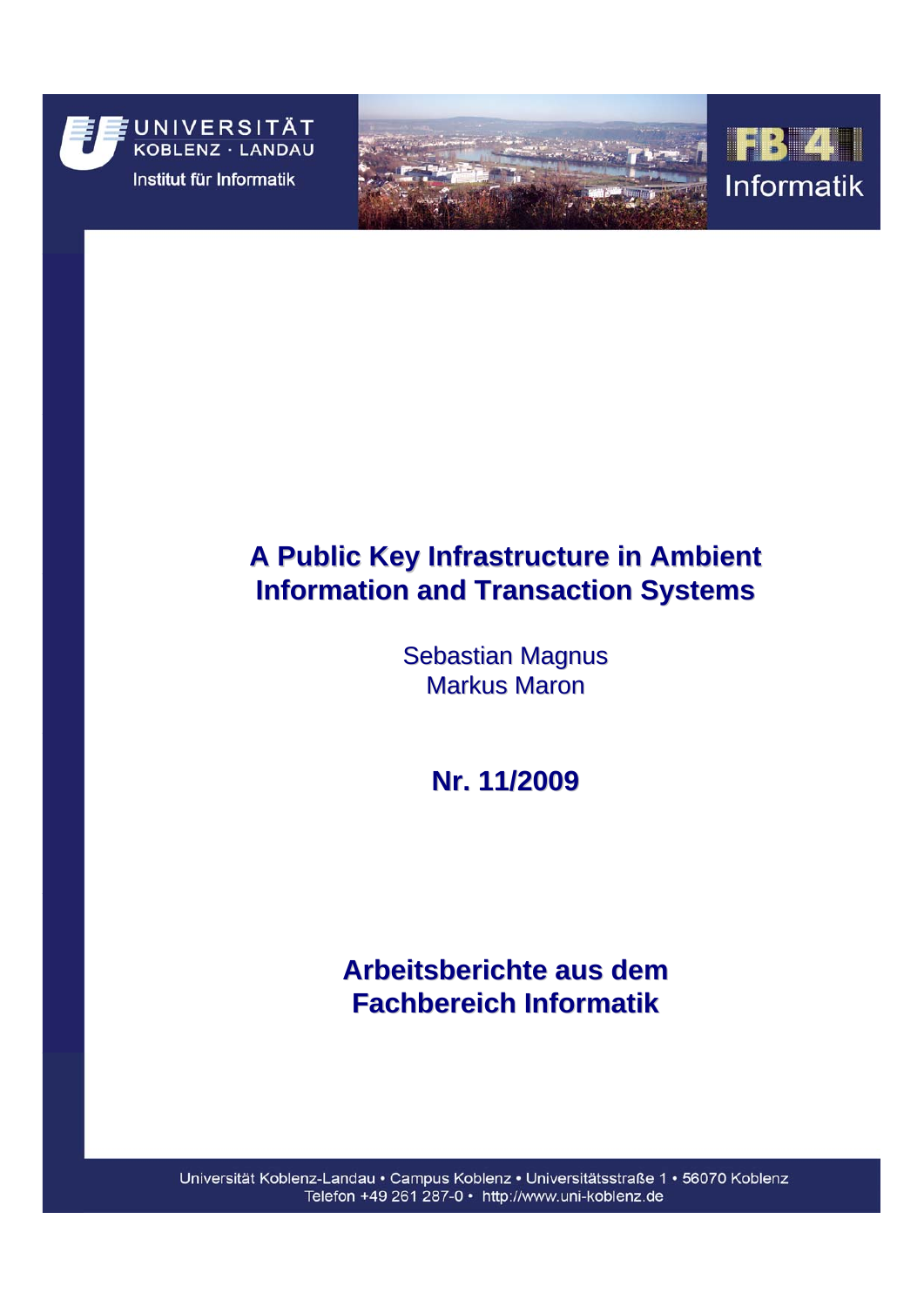UNIVERSITÄT KOBLENZ · LANDAU

Institut für Informatik

FB 4 Informatik

# A Public Key Infrastructure in Ambient Information and Transaction Systems

Sebastian Magnus
Markus Maron

**Nr. 11/2009**

**Arbeitsberichte aus dem Fachbereich Informatik**

Universität Koblenz-Landau • Campus Koblenz • Universitätsstraße 1 • 56070 Koblenz
Telefon +49 261 287-0 • http://www.uni-koblenz.de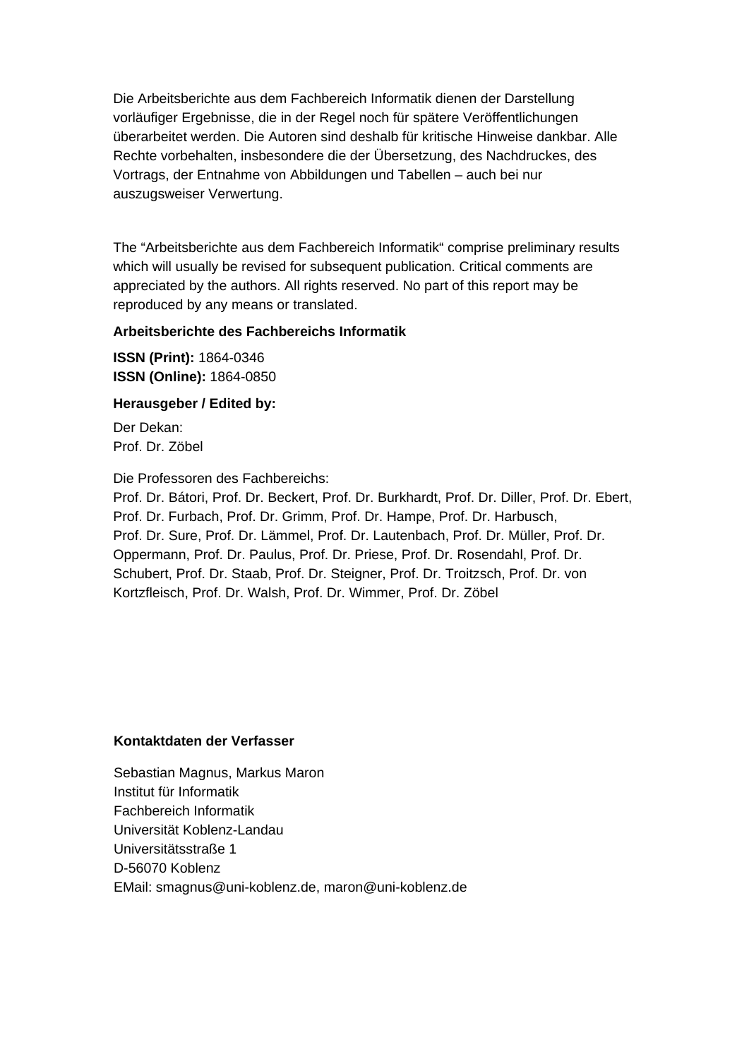Die Arbeitsberichte aus dem Fachbereich Informatik dienen der Darstellung vorläufiger Ergebnisse, die in der Regel noch für spätere Veröffentlichungen überarbeitet werden. Die Autoren sind deshalb für kritische Hinweise dankbar. Alle Rechte vorbehalten, insbesondere die der Übersetzung, des Nachdruckes, des Vortrags, der Entnahme von Abbildungen und Tabellen – auch bei nur auszugsweiser Verwertung.

The "Arbeitsberichte aus dem Fachbereich Informatik" comprise preliminary results which will usually be revised for subsequent publication. Critical comments are appreciated by the authors. All rights reserved. No part of this report may be reproduced by any means or translated.

**Arbeitsberichte des Fachbereichs Informatik**

**ISSN (Print):** 1864-0346
**ISSN (Online):** 1864-0850

**Herausgeber / Edited by:**

Der Dekan:
Prof. Dr. Zöbel

Die Professoren des Fachbereichs:
Prof. Dr. Bátori, Prof. Dr. Beckert, Prof. Dr. Burkhardt, Prof. Dr. Diller, Prof. Dr. Ebert, Prof. Dr. Furbach, Prof. Dr. Grimm, Prof. Dr. Hampe, Prof. Dr. Harbusch, Prof. Dr. Sure, Prof. Dr. Lämmel, Prof. Dr. Lautenbach, Prof. Dr. Müller, Prof. Dr. Oppermann, Prof. Dr. Paulus, Prof. Dr. Priese, Prof. Dr. Rosendahl, Prof. Dr. Schubert, Prof. Dr. Staab, Prof. Dr. Steigner, Prof. Dr. Troitzsch, Prof. Dr. von Kortzfleisch, Prof. Dr. Walsh, Prof. Dr. Wimmer, Prof. Dr. Zöbel

**Kontaktdaten der Verfasser**

Sebastian Magnus, Markus Maron
Institut für Informatik
Fachbereich Informatik
Universität Koblenz-Landau
Universitätsstraße 1
D-56070 Koblenz
EMail: smagnus@uni-koblenz.de, maron@uni-koblenz.de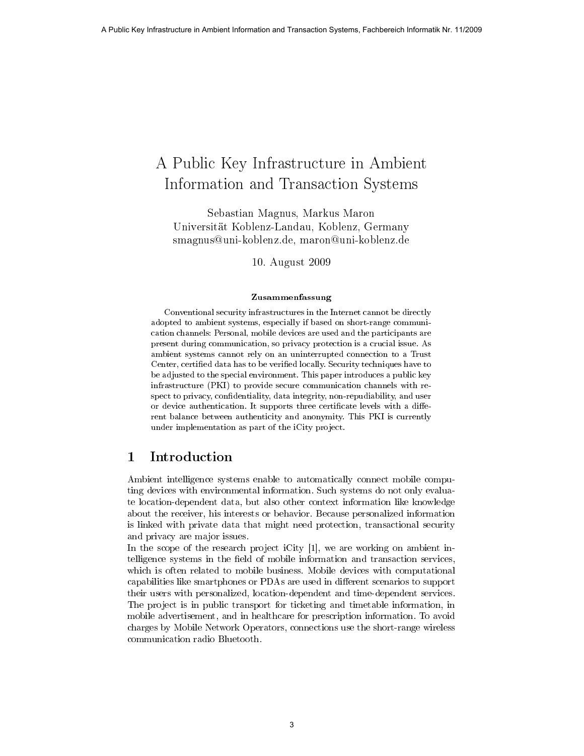# A Public Key Infrastructure in Ambient Information and Transaction Systems

Sebastian Magnus, Markus Maron
Universität Koblenz-Landau, Koblenz, Germany
smagnus@uni-koblenz.de, maron@uni-koblenz.de

10. August 2009

**Zusammenfassung**

Conventional security infrastructures in the Internet cannot be directly adopted to ambient systems, especially if based on short-range communication channels: Personal, mobile devices are used and the participants are present during communication, so privacy protection is a crucial issue. As ambient systems cannot rely on an uninterrupted connection to a Trust Center, certified data has to be verified locally. Security techniques have to be adjusted to the special environment. This paper introduces a public key infrastructure (PKI) to provide secure communication channels with respect to privacy, confidentiality, data integrity, non-repudiability, and user or device authentication. It supports three certificate levels with a different balance between authenticity and anonymity. This PKI is currently under implementation as part of the iCity project.

## 1 Introduction

Ambient intelligence systems enable to automatically connect mobile computing devices with environmental information. Such systems do not only evaluate location-dependent data, but also other context information like knowledge about the receiver, his interests or behavior. Because personalized information is linked with private data that might need protection, transactional security and privacy are major issues.

In the scope of the research project iCity [1], we are working on ambient intelligence systems in the field of mobile information and transaction services, which is often related to mobile business. Mobile devices with computational capabilities like smartphones or PDAs are used in different scenarios to support their users with personalized, location-dependent and time-dependent services. The project is in public transport for ticketing and timetable information, in mobile advertisement, and in healthcare for prescription information. To avoid charges by Mobile Network Operators, connections use the short-range wireless communication radio Bluetooth.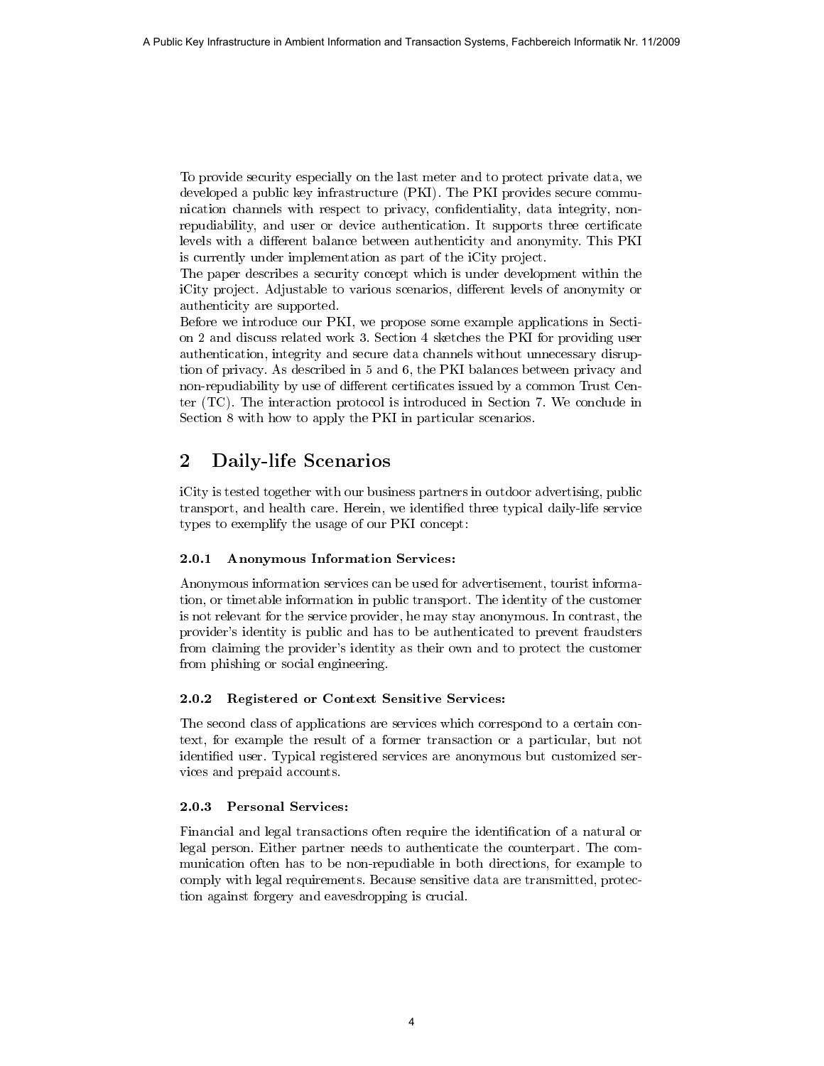To provide security especially on the last meter and to protect private data, we developed a public key infrastructure (PKI). The PKI provides secure communication channels with respect to privacy, confidentiality, data integrity, non-repudiability, and user or device authentication. It supports three certificate levels with a different balance between authenticity and anonymity. This PKI is currently under implementation as part of the iCity project.
The paper describes a security concept which is under development within the iCity project. Adjustable to various scenarios, different levels of anonymity or authenticity are supported.
Before we introduce our PKI, we propose some example applications in Section 2 and discuss related work 3. Section 4 sketches the PKI for providing user authentication, integrity and secure data channels without unnecessary disruption of privacy. As described in 5 and 6, the PKI balances between privacy and non-repudiability by use of different certificates issued by a common Trust Center (TC). The interaction protocol is introduced in Section 7. We conclude in Section 8 with how to apply the PKI in particular scenarios.

## 2 Daily-life Scenarios

iCity is tested together with our business partners in outdoor advertising, public transport, and health care. Herein, we identified three typical daily-life service types to exemplify the usage of our PKI concept:

#### 2.0.1 Anonymous Information Services:

Anonymous information services can be used for advertisement, tourist information, or timetable information in public transport. The identity of the customer is not relevant for the service provider, he may stay anonymous. In contrast, the provider's identity is public and has to be authenticated to prevent fraudsters from claiming the provider's identity as their own and to protect the customer from phishing or social engineering.

#### 2.0.2 Registered or Context Sensitive Services:

The second class of applications are services which correspond to a certain context, for example the result of a former transaction or a particular, but not identified user. Typical registered services are anonymous but customized services and prepaid accounts.

#### 2.0.3 Personal Services:

Financial and legal transactions often require the identification of a natural or legal person. Either partner needs to authenticate the counterpart. The communication often has to be non-repudiable in both directions, for example to comply with legal requirements. Because sensitive data are transmitted, protection against forgery and eavesdropping is crucial.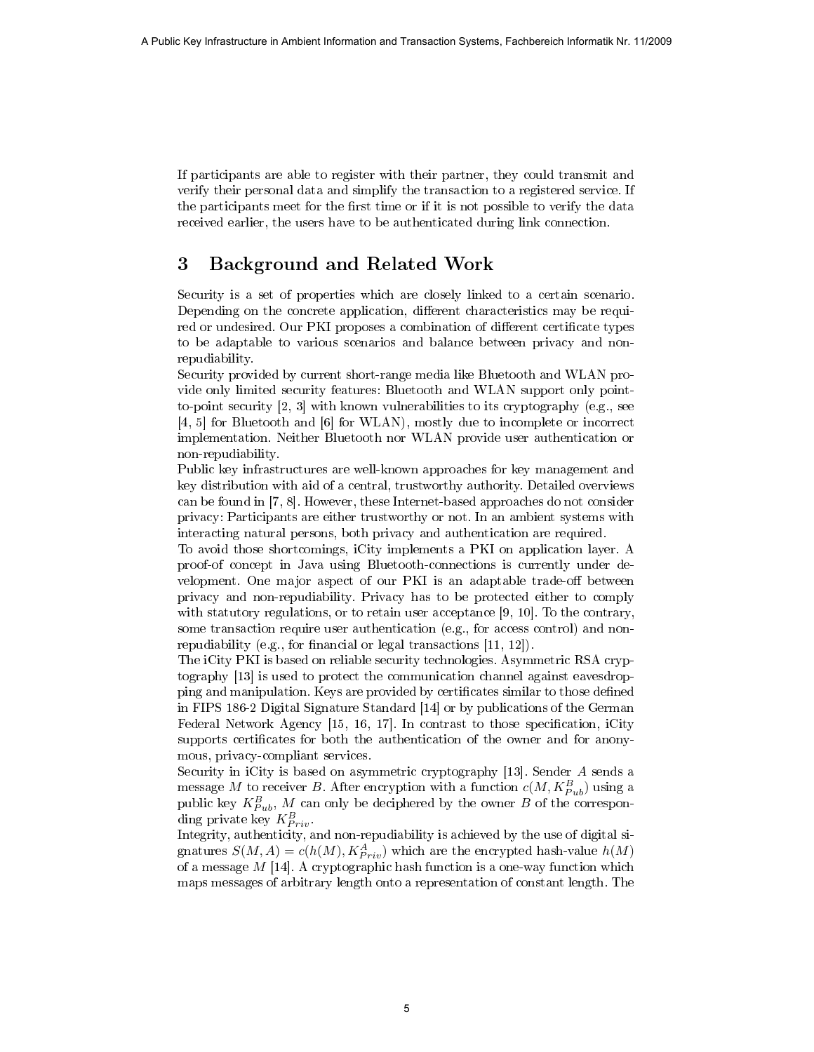If participants are able to register with their partner, they could transmit and verify their personal data and simplify the transaction to a registered service. If the participants meet for the first time or if it is not possible to verify the data received earlier, the users have to be authenticated during link connection.

## 3 Background and Related Work

Security is a set of properties which are closely linked to a certain scenario. Depending on the concrete application, different characteristics may be required or undesired. Our PKI proposes a combination of different certificate types to be adaptable to various scenarios and balance between privacy and non-repudiability.

Security provided by current short-range media like Bluetooth and WLAN provide only limited security features: Bluetooth and WLAN support only point-to-point security [2, 3] with known vulnerabilities to its cryptography (e.g., see [4, 5] for Bluetooth and [6] for WLAN), mostly due to incomplete or incorrect implementation. Neither Bluetooth nor WLAN provide user authentication or non-repudiability.

Public key infrastructures are well-known approaches for key management and key distribution with aid of a central, trustworthy authority. Detailed overviews can be found in [7, 8]. However, these Internet-based approaches do not consider privacy: Participants are either trustworthy or not. In an ambient systems with interacting natural persons, both privacy and authentication are required.

To avoid those shortcomings, iCity implements a PKI on application layer. A proof-of concept in Java using Bluetooth-connections is currently under development. One major aspect of our PKI is an adaptable trade-off between privacy and non-repudiability. Privacy has to be protected either to comply with statutory regulations, or to retain user acceptance [9, 10]. To the contrary, some transaction require user authentication (e.g., for access control) and non-repudiability (e.g., for financial or legal transactions [11, 12]).

The iCity PKI is based on reliable security technologies. Asymmetric RSA cryptography [13] is used to protect the communication channel against eavesdropping and manipulation. Keys are provided by certificates similar to those defined in FIPS 186-2 Digital Signature Standard [14] or by publications of the German Federal Network Agency [15, 16, 17]. In contrast to those specification, iCity supports certificates for both the authentication of the owner and for anonymous, privacy-compliant services.

Security in iCity is based on asymmetric cryptography [13]. Sender $A$ sends a message $M$ to receiver $B$. After encryption with a function $c(M, K^B_{Pub})$ using a public key $K^B_{Pub}$, $M$ can only be deciphered by the owner $B$ of the corresponding private key $K^B_{Priv}$.

Integrity, authenticity, and non-repudiability is achieved by the use of digital signatures $S(M, A) = c(h(M), K^A_{Priv})$ which are the encrypted hash-value $h(M)$ of a message $M$ [14]. A cryptographic hash function is a one-way function which maps messages of arbitrary length onto a representation of constant length. The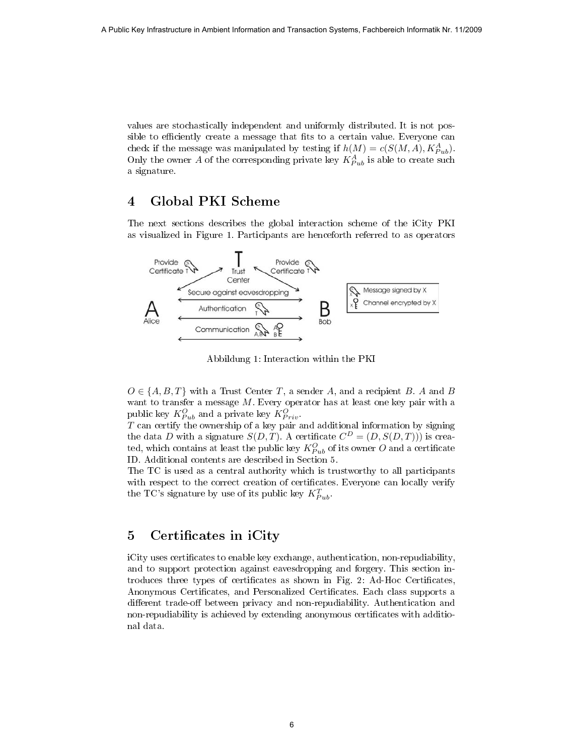values are stochastically independent and uniformly distributed. It is not possible to efficiently create a message that fits to a certain value. Everyone can check if the message was manipulated by testing if $h(M) = c(S(M, A), K^A_{Pub})$. Only the owner $A$ of the corresponding private key $K^A_{Pub}$ is able to create such a signature.

## 4 Global PKI Scheme

The next sections describes the global interaction scheme of the iCity PKI as visualized in Figure 1. Participants are henceforth referred to as operators

Abbildung 1: Interaction within the PKI

$O \in \{A, B, T\}$ with a Trust Center $T$, a sender $A$, and a recipient $B$. $A$ and $B$ want to transfer a message $M$. Every operator has at least one key pair with a public key $K^O_{Pub}$ and a private key $K^O_{Priv}$.

$T$ can certify the ownership of a key pair and additional information by signing the data $D$ with a signature $S(D, T)$. A certificate $C^D = (D, S(D, T)))$ is created, which contains at least the public key $K^O_{Pub}$ of its owner $O$ and a certificate ID. Additional contents are described in Section 5.

The TC is used as a central authority which is trustworthy to all participants with respect to the correct creation of certificates. Everyone can locally verify the TC's signature by use of its public key $K^T_{Pub}$.

## 5 Certificates in iCity

iCity uses certificates to enable key exchange, authentication, non-repudiability, and to support protection against eavesdropping and forgery. This section introduces three types of certificates as shown in Fig. 2: Ad-Hoc Certificates, Anonymous Certificates, and Personalized Certificates. Each class supports a different trade-off between privacy and non-repudiability. Authentication and non-repudiability is achieved by extending anonymous certificates with additional data.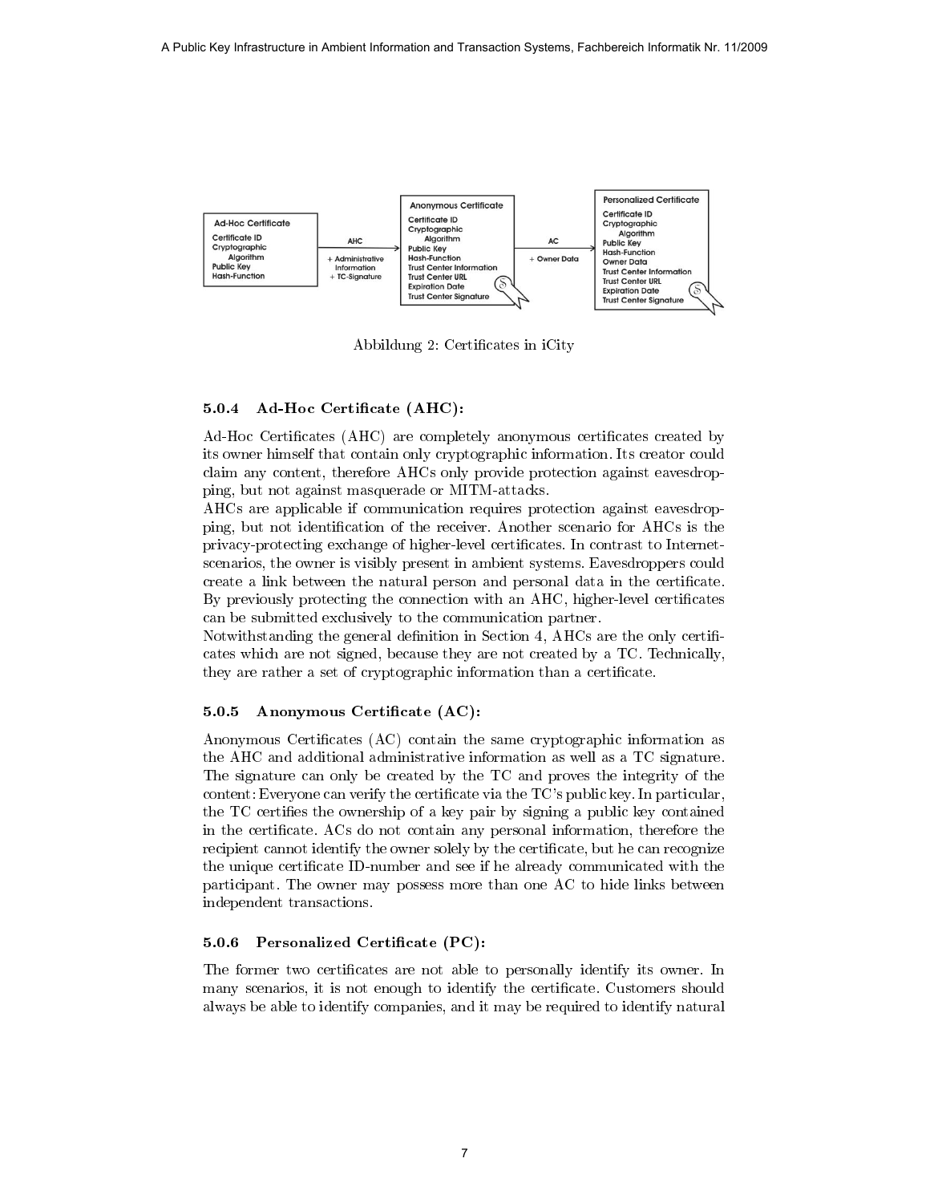Abbildung 2: Certificates in iCity

### 5.0.4 Ad-Hoc Certificate (AHC):

Ad-Hoc Certificates (AHC) are completely anonymous certificates created by its owner himself that contain only cryptographic information. Its creator could claim any content, therefore AHCs only provide protection against eavesdropping, but not against masquerade or MITM-attacks.

AHCs are applicable if communication requires protection against eavesdropping, but not identification of the receiver. Another scenario for AHCs is the privacy-protecting exchange of higher-level certificates. In contrast to Internet-scenarios, the owner is visibly present in ambient systems. Eavesdroppers could create a link between the natural person and personal data in the certificate. By previously protecting the connection with an AHC, higher-level certificates can be submitted exclusively to the communication partner.

Notwithstanding the general definition in Section 4, AHCs are the only certificates which are not signed, because they are not created by a TC. Technically, they are rather a set of cryptographic information than a certificate.

### 5.0.5 Anonymous Certificate (AC):

Anonymous Certificates (AC) contain the same cryptographic information as the AHC and additional administrative information as well as a TC signature. The signature can only be created by the TC and proves the integrity of the content: Everyone can verify the certificate via the TC's public key. In particular, the TC certifies the ownership of a key pair by signing a public key contained in the certificate. ACs do not contain any personal information, therefore the recipient cannot identify the owner solely by the certificate, but he can recognize the unique certificate ID-number and see if he already communicated with the participant. The owner may possess more than one AC to hide links between independent transactions.

### 5.0.6 Personalized Certificate (PC):

The former two certificates are not able to personally identify its owner. In many scenarios, it is not enough to identify the certificate. Customers should always be able to identify companies, and it may be required to identify natural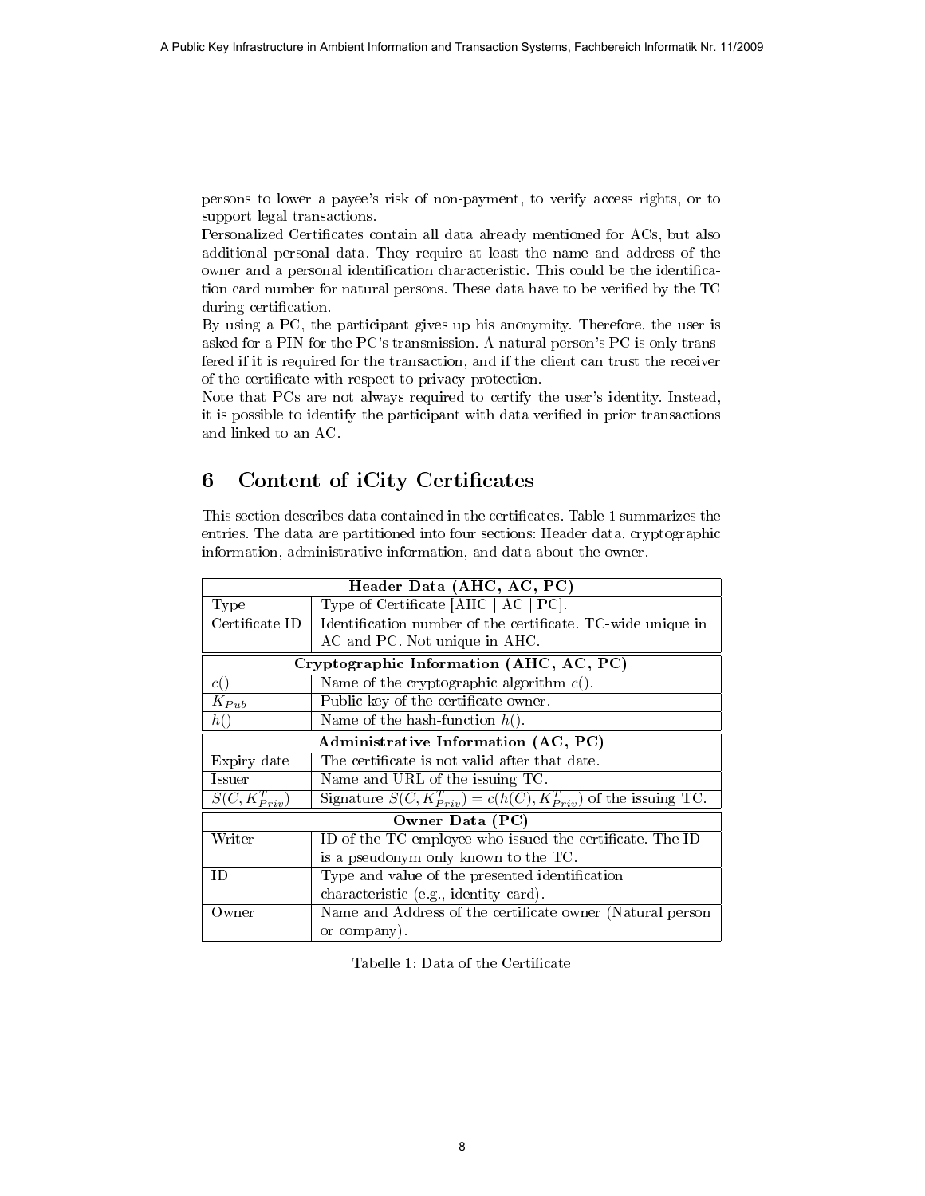persons to lower a payee's risk of non-payment, to verify access rights, or to support legal transactions.
Personalized Certificates contain all data already mentioned for ACs, but also additional personal data. They require at least the name and address of the owner and a personal identification characteristic. This could be the identification card number for natural persons. These data have to be verified by the TC during certification.
By using a PC, the participant gives up his anonymity. Therefore, the user is asked for a PIN for the PC's transmission. A natural person's PC is only transfered if it is required for the transaction, and if the client can trust the receiver of the certificate with respect to privacy protection.
Note that PCs are not always required to certify the user's identity. Instead, it is possible to identify the participant with data verified in prior transactions and linked to an AC.

## 6 Content of iCity Certificates

This section describes data contained in the certificates. Table 1 summarizes the entries. The data are partitioned into four sections: Header data, cryptographic information, administrative information, and data about the owner.

| **Header Data (AHC, AC, PC)** | |
|---|---|
| Type | Type of Certificate [AHC \| AC \| PC]. |
| Certificate ID | Identification number of the certificate. TC-wide unique in AC and PC. Not unique in AHC. |
| **Cryptographic Information (AHC, AC, PC)** | |
| $c()$ | Name of the cryptographic algorithm $c()$. |
| $K_{Pub}$ | Public key of the certificate owner. |
| $h()$ | Name of the hash-function $h()$. |
| **Administrative Information (AC, PC)** | |
| Expiry date | The certificate is not valid after that date. |
| Issuer | Name and URL of the issuing TC. |
| $S(C, K^T_{Priv})$ | Signature $S(C, K^T_{Priv}) = c(h(C), K^T_{Priv})$ of the issuing TC. |
| **Owner Data (PC)** | |
| Writer | ID of the TC-employee who issued the certificate. The ID is a pseudonym only known to the TC. |
| ID | Type and value of the presented identification characteristic (e.g., identity card). |
| Owner | Name and Address of the certificate owner (Natural person or company). |

Tabelle 1: Data of the Certificate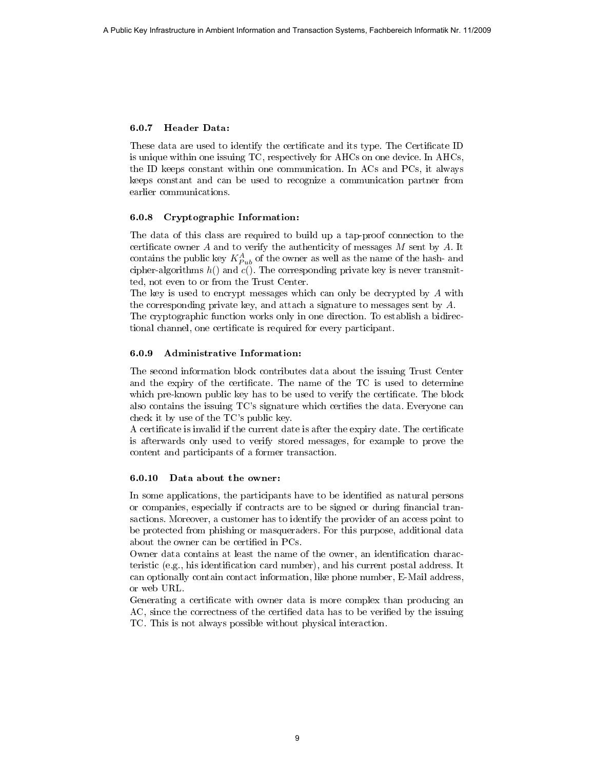### 6.0.7 Header Data:

These data are used to identify the certificate and its type. The Certificate ID is unique within one issuing TC, respectively for AHCs on one device. In AHCs, the ID keeps constant within one communication. In ACs and PCs, it always keeps constant and can be used to recognize a communication partner from earlier communications.

### 6.0.8 Cryptographic Information:

The data of this class are required to build up a tap-proof connection to the certificate owner $A$ and to verify the authenticity of messages $M$ sent by $A$. It contains the public key $K^A_{Pub}$ of the owner as well as the name of the hash- and cipher-algorithms $h()$ and $c()$. The corresponding private key is never transmitted, not even to or from the Trust Center.

The key is used to encrypt messages which can only be decrypted by $A$ with the corresponding private key, and attach a signature to messages sent by $A$.

The cryptographic function works only in one direction. To establish a bidirectional channel, one certificate is required for every participant.

### 6.0.9 Administrative Information:

The second information block contributes data about the issuing Trust Center and the expiry of the certificate. The name of the TC is used to determine which pre-known public key has to be used to verify the certificate. The block also contains the issuing TC's signature which certifies the data. Everyone can check it by use of the TC's public key.

A certificate is invalid if the current date is after the expiry date. The certificate is afterwards only used to verify stored messages, for example to prove the content and participants of a former transaction.

### 6.0.10 Data about the owner:

In some applications, the participants have to be identified as natural persons or companies, especially if contracts are to be signed or during financial transactions. Moreover, a customer has to identify the provider of an access point to be protected from phishing or masqueraders. For this purpose, additional data about the owner can be certified in PCs.

Owner data contains at least the name of the owner, an identification characteristic (e.g., his identification card number), and his current postal address. It can optionally contain contact information, like phone number, E-Mail address, or web URL.

Generating a certificate with owner data is more complex than producing an AC, since the correctness of the certified data has to be verified by the issuing TC. This is not always possible without physical interaction.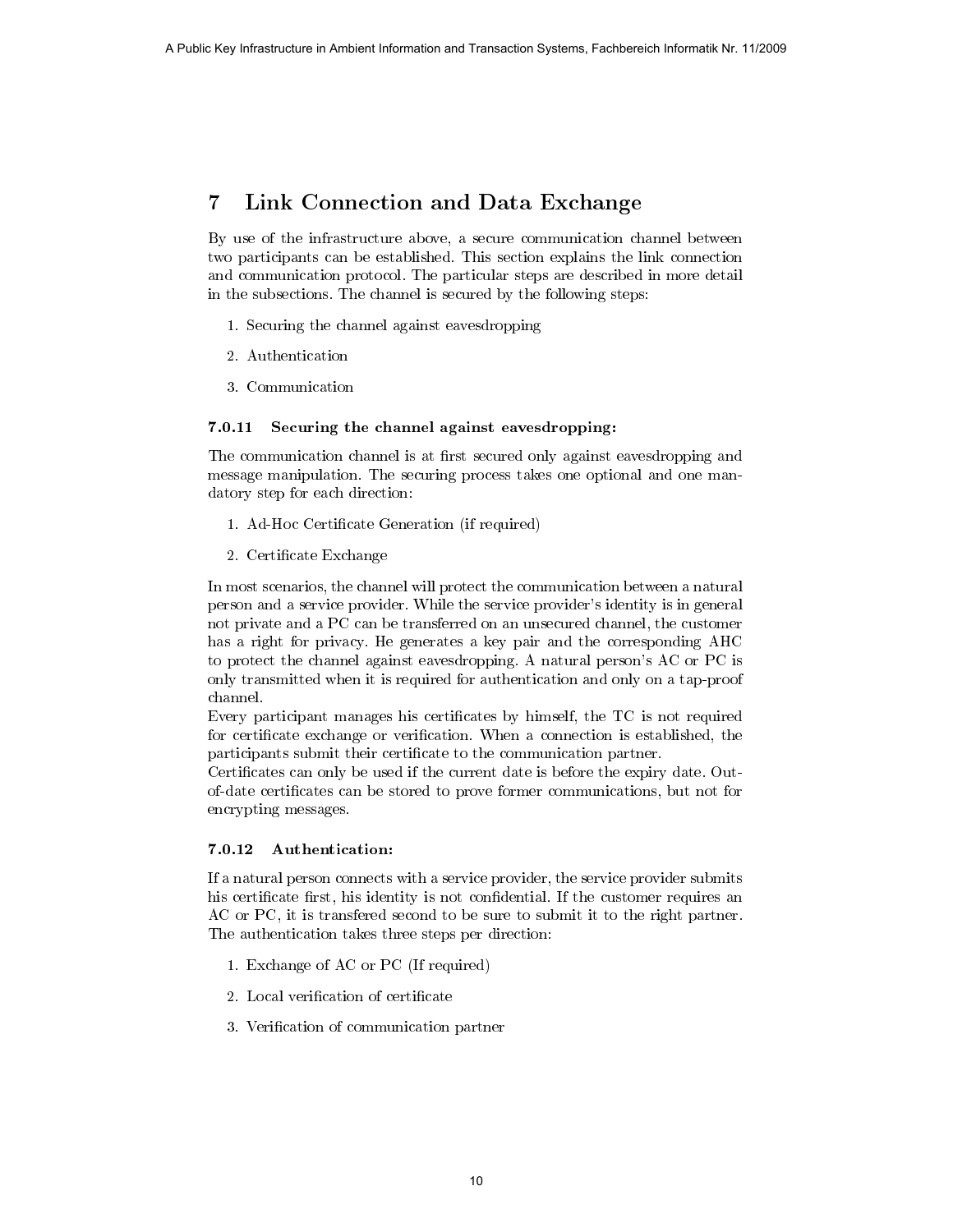# 7 Link Connection and Data Exchange

By use of the infrastructure above, a secure communication channel between two participants can be established. This section explains the link connection and communication protocol. The particular steps are described in more detail in the subsections. The channel is secured by the following steps:

1. Securing the channel against eavesdropping
2. Authentication
3. Communication

### 7.0.11 Securing the channel against eavesdropping:

The communication channel is at first secured only against eavesdropping and message manipulation. The securing process takes one optional and one mandatory step for each direction:

1. Ad-Hoc Certificate Generation (if required)
2. Certificate Exchange

In most scenarios, the channel will protect the communication between a natural person and a service provider. While the service provider's identity is in general not private and a PC can be transferred on an unsecured channel, the customer has a right for privacy. He generates a key pair and the corresponding AHC to protect the channel against eavesdropping. A natural person's AC or PC is only transmitted when it is required for authentication and only on a tap-proof channel.
Every participant manages his certificates by himself, the TC is not required for certificate exchange or verification. When a connection is established, the participants submit their certificate to the communication partner.
Certificates can only be used if the current date is before the expiry date. Out-of-date certificates can be stored to prove former communications, but not for encrypting messages.

### 7.0.12 Authentication:

If a natural person connects with a service provider, the service provider submits his certificate first, his identity is not confidential. If the customer requires an AC or PC, it is transfered second to be sure to submit it to the right partner. The authentication takes three steps per direction:

1. Exchange of AC or PC (If required)
2. Local verification of certificate
3. Verification of communication partner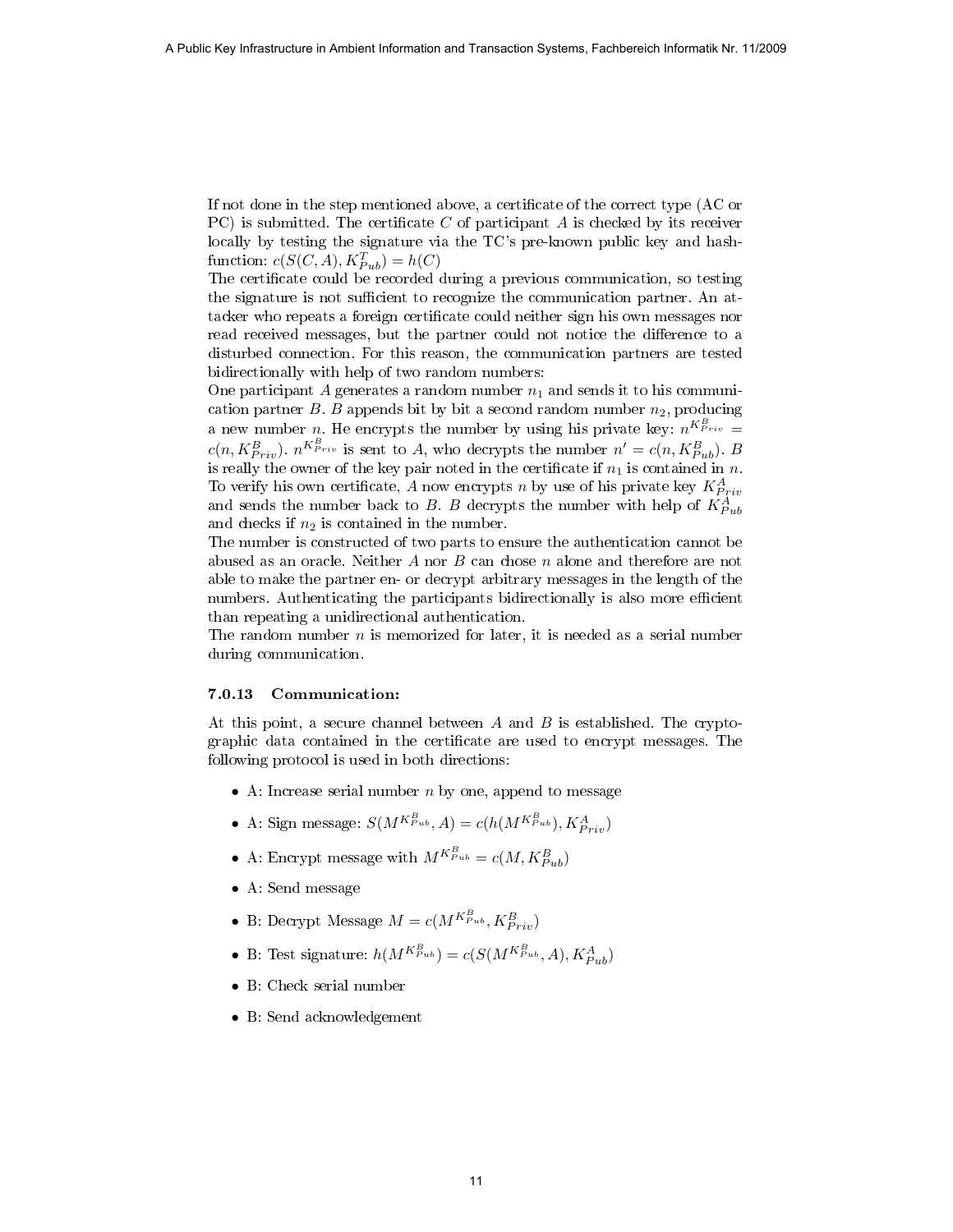If not done in the step mentioned above, a certificate of the correct type (AC or PC) is submitted. The certificate $C$ of participant $A$ is checked by its receiver locally by testing the signature via the TC's pre-known public key and hash-function: $c(S(C, A), K^T_{Pub}) = h(C)$

The certificate could be recorded during a previous communication, so testing the signature is not sufficient to recognize the communication partner. An attacker who repeats a foreign certificate could neither sign his own messages nor read received messages, but the partner could not notice the difference to a disturbed connection. For this reason, the communication partners are tested bidirectionally with help of two random numbers:

One participant $A$ generates a random number $n_1$ and sends it to his communication partner $B$. $B$ appends bit by bit a second random number $n_2$, producing a new number $n$. He encrypts the number by using his private key: $n^{K^B_{Priv}} = c(n, K^B_{Priv})$. $n^{K^B_{Priv}}$ is sent to $A$, who decrypts the number $n' = c(n, K^B_{Pub})$. $B$ is really the owner of the key pair noted in the certificate if $n_1$ is contained in $n$. To verify his own certificate, $A$ now encrypts $n$ by use of his private key $K^A_{Priv}$ and sends the number back to $B$. $B$ decrypts the number with help of $K^A_{Pub}$ and checks if $n_2$ is contained in the number.

The number is constructed of two parts to ensure the authentication cannot be abused as an oracle. Neither $A$ nor $B$ can chose $n$ alone and therefore are not able to make the partner en- or decrypt arbitrary messages in the length of the numbers. Authenticating the participants bidirectionally is also more efficient than repeating a unidirectional authentication.

The random number $n$ is memorized for later, it is needed as a serial number during communication.

### 7.0.13 Communication:

At this point, a secure channel between $A$ and $B$ is established. The cryptographic data contained in the certificate are used to encrypt messages. The following protocol is used in both directions:

- A: Increase serial number $n$ by one, append to message
- A: Sign message: $S(M^{K^B_{Pub}}, A) = c(h(M^{K^B_{Pub}}), K^A_{Priv})$
- A: Encrypt message with $M^{K^B_{Pub}} = c(M, K^B_{Pub})$
- A: Send message
- B: Decrypt Message $M = c(M^{K^B_{Pub}}, K^B_{Priv})$
- B: Test signature: $h(M^{K^B_{Pub}}) = c(S(M^{K^B_{Pub}}, A), K^A_{Pub})$
- B: Check serial number
- B: Send acknowledgement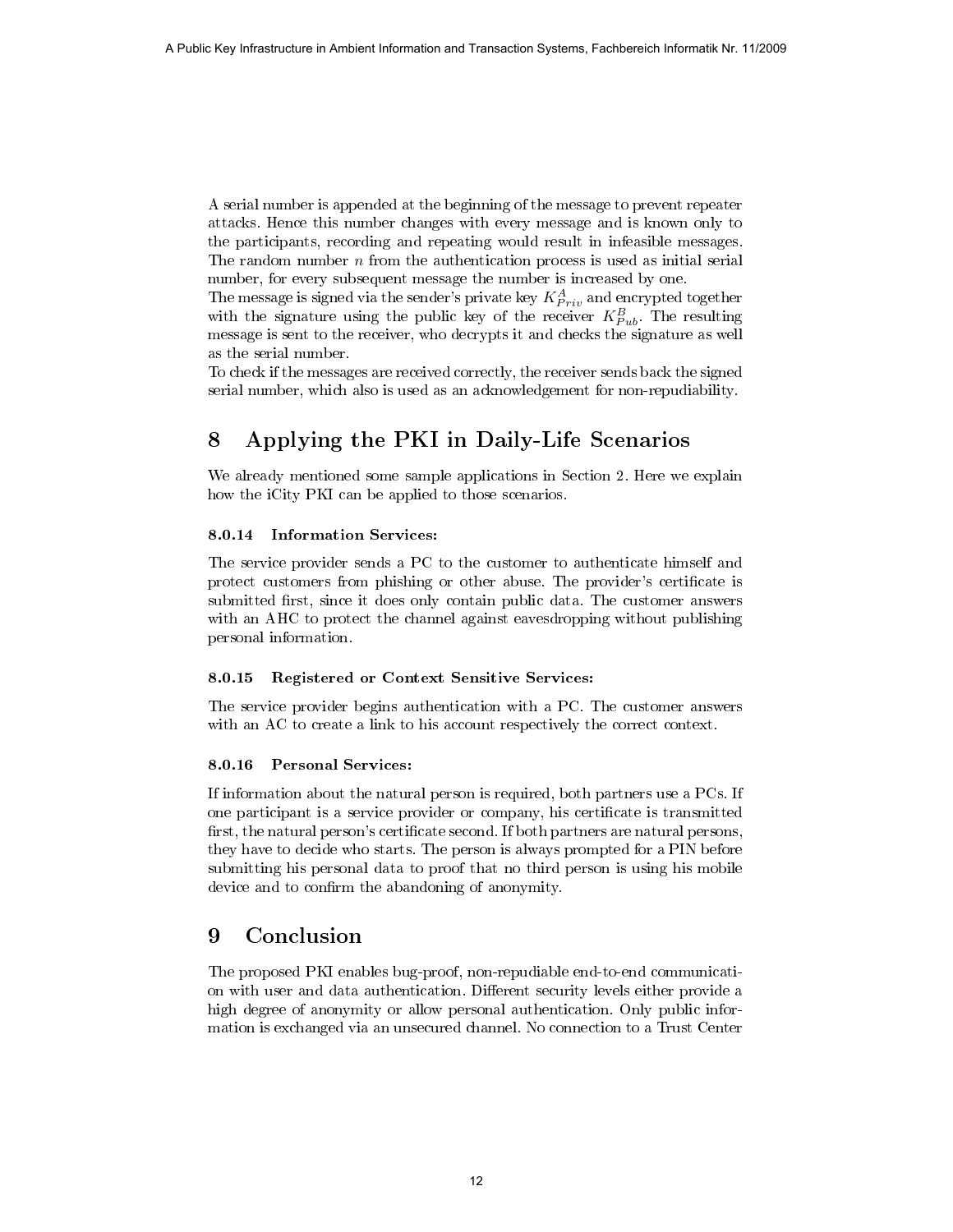A serial number is appended at the beginning of the message to prevent repeater attacks. Hence this number changes with every message and is known only to the participants, recording and repeating would result in infeasible messages. The random number $n$ from the authentication process is used as initial serial number, for every subsequent message the number is increased by one.
The message is signed via the sender's private key $K^A_{Priv}$ and encrypted together with the signature using the public key of the receiver $K^B_{Pub}$. The resulting message is sent to the receiver, who decrypts it and checks the signature as well as the serial number.
To check if the messages are received correctly, the receiver sends back the signed serial number, which also is used as an acknowledgement for non-repudiability.

# 8 Applying the PKI in Daily-Life Scenarios

We already mentioned some sample applications in Section 2. Here we explain how the iCity PKI can be applied to those scenarios.

#### 8.0.14 Information Services:

The service provider sends a PC to the customer to authenticate himself and protect customers from phishing or other abuse. The provider's certificate is submitted first, since it does only contain public data. The customer answers with an AHC to protect the channel against eavesdropping without publishing personal information.

#### 8.0.15 Registered or Context Sensitive Services:

The service provider begins authentication with a PC. The customer answers with an AC to create a link to his account respectively the correct context.

#### 8.0.16 Personal Services:

If information about the natural person is required, both partners use a PCs. If one participant is a service provider or company, his certificate is transmitted first, the natural person's certificate second. If both partners are natural persons, they have to decide who starts. The person is always prompted for a PIN before submitting his personal data to proof that no third person is using his mobile device and to confirm the abandoning of anonymity.

# 9 Conclusion

The proposed PKI enables bug-proof, non-repudiable end-to-end communication with user and data authentication. Different security levels either provide a high degree of anonymity or allow personal authentication. Only public information is exchanged via an unsecured channel. No connection to a Trust Center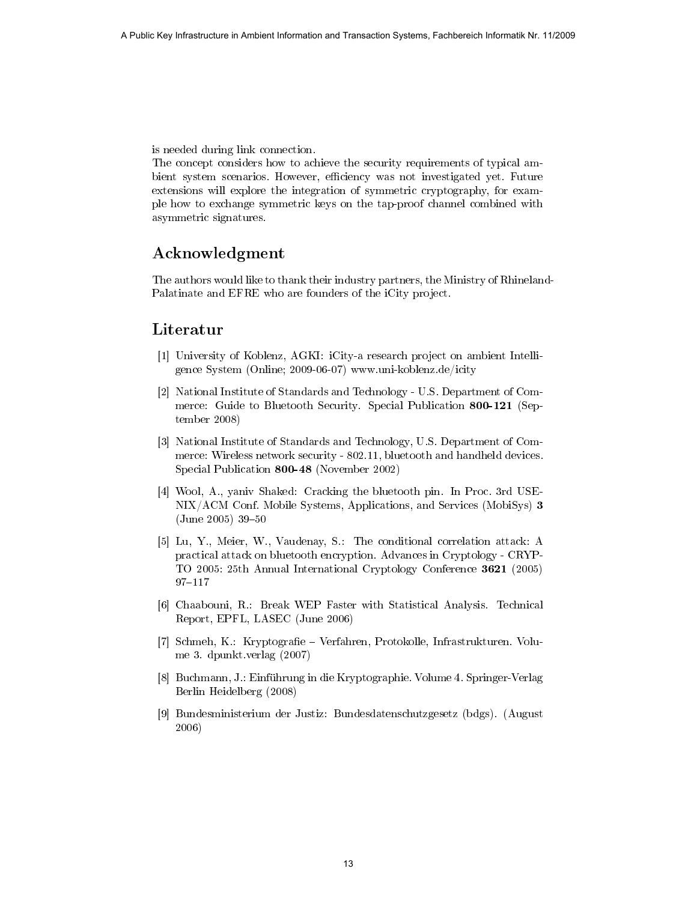is needed during link connection.

The concept considers how to achieve the security requirements of typical ambient system scenarios. However, efficiency was not investigated yet. Future extensions will explore the integration of symmetric cryptography, for example how to exchange symmetric keys on the tap-proof channel combined with asymmetric signatures.

## Acknowledgment

The authors would like to thank their industry partners, the Ministry of Rhineland-Palatinate and EFRE who are founders of the iCity project.

## Literatur

[1] University of Koblenz, AGKI: iCity-a research project on ambient Intelligence System (Online; 2009-06-07) www.uni-koblenz.de/icity

[2] National Institute of Standards and Technology - U.S. Department of Commerce: Guide to Bluetooth Security. Special Publication **800-121** (September 2008)

[3] National Institute of Standards and Technology, U.S. Department of Commerce: Wireless network security - 802.11, bluetooth and handheld devices. Special Publication **800-48** (November 2002)

[4] Wool, A., yaniv Shaked: Cracking the bluetooth pin. In Proc. 3rd USENIX/ACM Conf. Mobile Systems, Applications, and Services (MobiSys) **3** (June 2005) 39–50

[5] Lu, Y., Meier, W., Vaudenay, S.: The conditional correlation attack: A practical attack on bluetooth encryption. Advances in Cryptology - CRYPTO 2005: 25th Annual International Cryptology Conference **3621** (2005) 97–117

[6] Chaabouni, R.: Break WEP Faster with Statistical Analysis. Technical Report, EPFL, LASEC (June 2006)

[7] Schmeh, K.: Kryptografie – Verfahren, Protokolle, Infrastrukturen. Volume 3. dpunkt.verlag (2007)

[8] Buchmann, J.: Einführung in die Kryptographie. Volume 4. Springer-Verlag Berlin Heidelberg (2008)

[9] Bundesministerium der Justiz: Bundesdatenschutzgesetz (bdgs). (August 2006)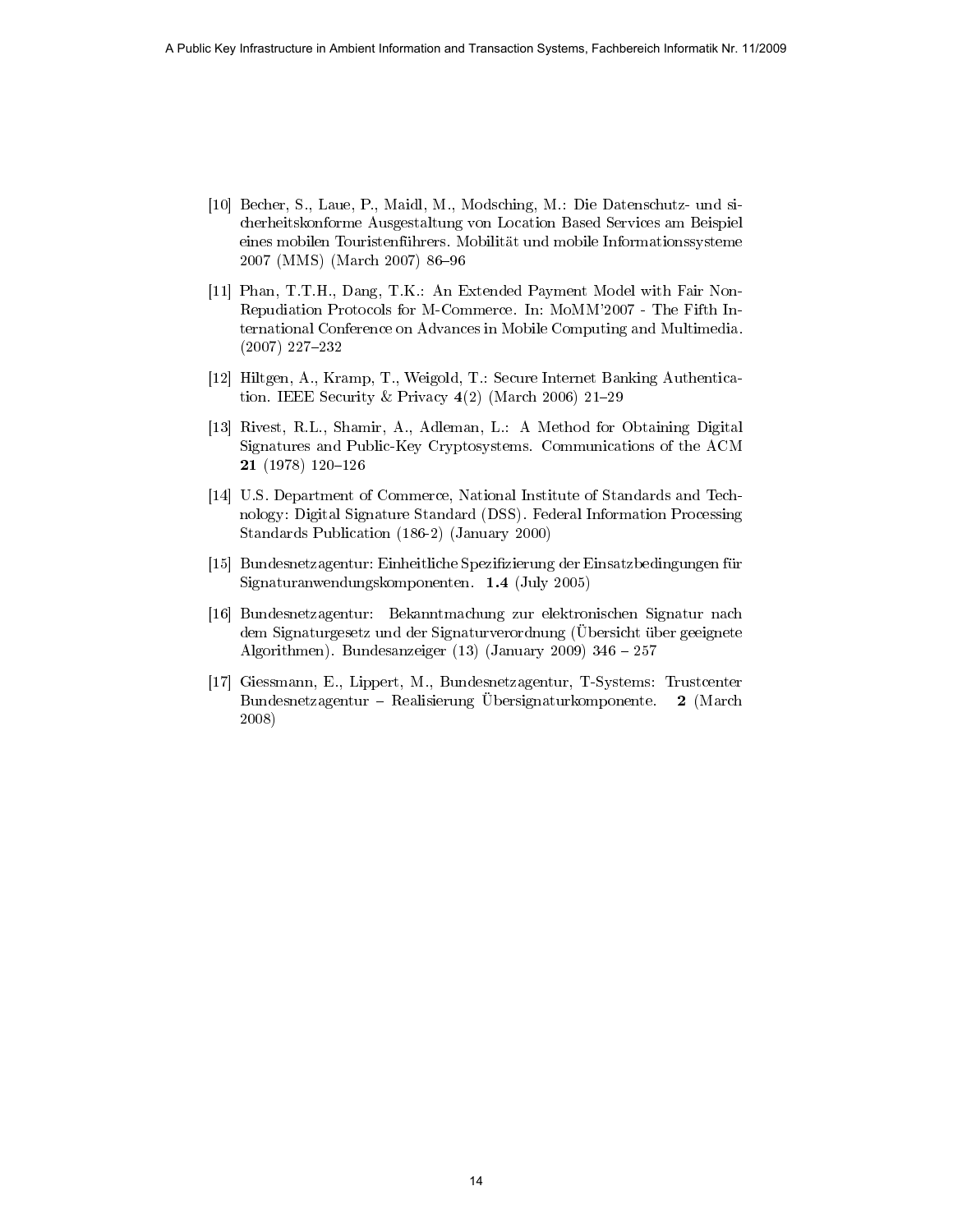[10] Becher, S., Laue, P., Maidl, M., Modsching, M.: Die Datenschutz- und sicherheitskonforme Ausgestaltung von Location Based Services am Beispiel eines mobilen Touristenführers. Mobilität und mobile Informationssysteme 2007 (MMS) (March 2007) 86–96

[11] Phan, T.T.H., Dang, T.K.: An Extended Payment Model with Fair Non-Repudiation Protocols for M-Commerce. In: MoMM'2007 - The Fifth International Conference on Advances in Mobile Computing and Multimedia. (2007) 227–232

[12] Hiltgen, A., Kramp, T., Weigold, T.: Secure Internet Banking Authentication. IEEE Security & Privacy **4**(2) (March 2006) 21–29

[13] Rivest, R.L., Shamir, A., Adleman, L.: A Method for Obtaining Digital Signatures and Public-Key Cryptosystems. Communications of the ACM **21** (1978) 120–126

[14] U.S. Department of Commerce, National Institute of Standards and Technology: Digital Signature Standard (DSS). Federal Information Processing Standards Publication (186-2) (January 2000)

[15] Bundesnetzagentur: Einheitliche Spezifizierung der Einsatzbedingungen für Signaturanwendungskomponenten. **1.4** (July 2005)

[16] Bundesnetzagentur: Bekanntmachung zur elektronischen Signatur nach dem Signaturgesetz und der Signaturverordnung (Übersicht über geeignete Algorithmen). Bundesanzeiger (13) (January 2009) 346 – 257

[17] Giessmann, E., Lippert, M., Bundesnetzagentur, T-Systems: Trustcenter Bundesnetzagentur – Realisierung Übersignaturkomponente. **2** (March 2008)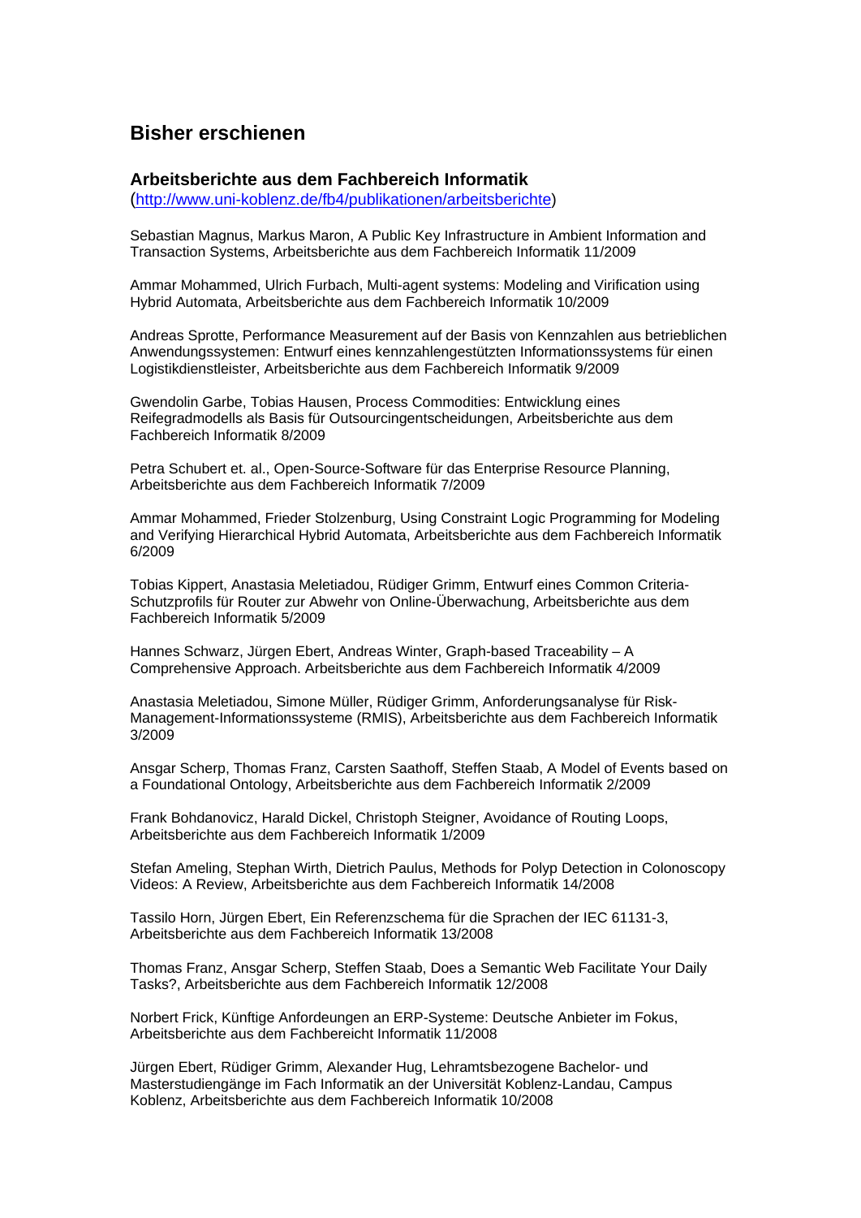## Bisher erschienen

### Arbeitsberichte aus dem Fachbereich Informatik

(http://www.uni-koblenz.de/fb4/publikationen/arbeitsberichte)

Sebastian Magnus, Markus Maron, A Public Key Infrastructure in Ambient Information and Transaction Systems, Arbeitsberichte aus dem Fachbereich Informatik 11/2009

Ammar Mohammed, Ulrich Furbach, Multi-agent systems: Modeling and Virification using Hybrid Automata, Arbeitsberichte aus dem Fachbereich Informatik 10/2009

Andreas Sprotte, Performance Measurement auf der Basis von Kennzahlen aus betrieblichen Anwendungssystemen: Entwurf eines kennzahlengestützten Informationssystems für einen Logistikdienstleister, Arbeitsberichte aus dem Fachbereich Informatik 9/2009

Gwendolin Garbe, Tobias Hausen, Process Commodities: Entwicklung eines Reifegradmodells als Basis für Outsourcingentscheidungen, Arbeitsberichte aus dem Fachbereich Informatik 8/2009

Petra Schubert et. al., Open-Source-Software für das Enterprise Resource Planning, Arbeitsberichte aus dem Fachbereich Informatik 7/2009

Ammar Mohammed, Frieder Stolzenburg, Using Constraint Logic Programming for Modeling and Verifying Hierarchical Hybrid Automata, Arbeitsberichte aus dem Fachbereich Informatik 6/2009

Tobias Kippert, Anastasia Meletiadou, Rüdiger Grimm, Entwurf eines Common Criteria-Schutzprofils für Router zur Abwehr von Online-Überwachung, Arbeitsberichte aus dem Fachbereich Informatik 5/2009

Hannes Schwarz, Jürgen Ebert, Andreas Winter, Graph-based Traceability – A Comprehensive Approach. Arbeitsberichte aus dem Fachbereich Informatik 4/2009

Anastasia Meletiadou, Simone Müller, Rüdiger Grimm, Anforderungsanalyse für Risk-Management-Informationssysteme (RMIS), Arbeitsberichte aus dem Fachbereich Informatik 3/2009

Ansgar Scherp, Thomas Franz, Carsten Saathoff, Steffen Staab, A Model of Events based on a Foundational Ontology, Arbeitsberichte aus dem Fachbereich Informatik 2/2009

Frank Bohdanovicz, Harald Dickel, Christoph Steigner, Avoidance of Routing Loops, Arbeitsberichte aus dem Fachbereich Informatik 1/2009

Stefan Ameling, Stephan Wirth, Dietrich Paulus, Methods for Polyp Detection in Colonoscopy Videos: A Review, Arbeitsberichte aus dem Fachbereich Informatik 14/2008

Tassilo Horn, Jürgen Ebert, Ein Referenzschema für die Sprachen der IEC 61131-3, Arbeitsberichte aus dem Fachbereich Informatik 13/2008

Thomas Franz, Ansgar Scherp, Steffen Staab, Does a Semantic Web Facilitate Your Daily Tasks?, Arbeitsberichte aus dem Fachbereich Informatik 12/2008

Norbert Frick, Künftige Anfordeungen an ERP-Systeme: Deutsche Anbieter im Fokus, Arbeitsberichte aus dem Fachbereicht Informatik 11/2008

Jürgen Ebert, Rüdiger Grimm, Alexander Hug, Lehramtsbezogene Bachelor- und Masterstudiengänge im Fach Informatik an der Universität Koblenz-Landau, Campus Koblenz, Arbeitsberichte aus dem Fachbereich Informatik 10/2008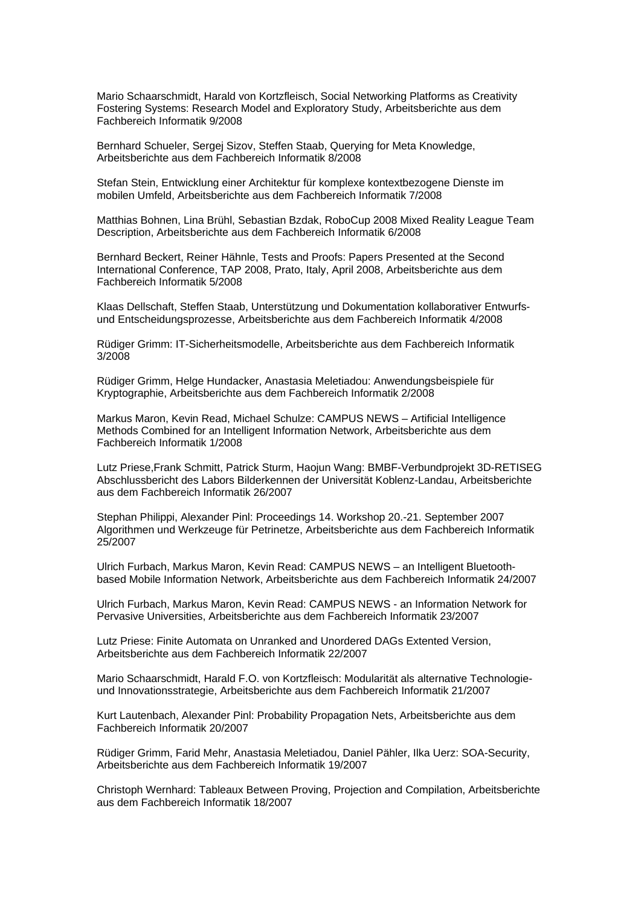Mario Schaarschmidt, Harald von Kortzfleisch, Social Networking Platforms as Creativity Fostering Systems: Research Model and Exploratory Study, Arbeitsberichte aus dem Fachbereich Informatik 9/2008

Bernhard Schueler, Sergej Sizov, Steffen Staab, Querying for Meta Knowledge, Arbeitsberichte aus dem Fachbereich Informatik 8/2008

Stefan Stein, Entwicklung einer Architektur für komplexe kontextbezogene Dienste im mobilen Umfeld, Arbeitsberichte aus dem Fachbereich Informatik 7/2008

Matthias Bohnen, Lina Brühl, Sebastian Bzdak, RoboCup 2008 Mixed Reality League Team Description, Arbeitsberichte aus dem Fachbereich Informatik 6/2008

Bernhard Beckert, Reiner Hähnle, Tests and Proofs: Papers Presented at the Second International Conference, TAP 2008, Prato, Italy, April 2008, Arbeitsberichte aus dem Fachbereich Informatik 5/2008

Klaas Dellschaft, Steffen Staab, Unterstützung und Dokumentation kollaborativer Entwurfs- und Entscheidungsprozesse, Arbeitsberichte aus dem Fachbereich Informatik 4/2008

Rüdiger Grimm: IT-Sicherheitsmodelle, Arbeitsberichte aus dem Fachbereich Informatik 3/2008

Rüdiger Grimm, Helge Hundacker, Anastasia Meletiadou: Anwendungsbeispiele für Kryptographie, Arbeitsberichte aus dem Fachbereich Informatik 2/2008

Markus Maron, Kevin Read, Michael Schulze: CAMPUS NEWS – Artificial Intelligence Methods Combined for an Intelligent Information Network, Arbeitsberichte aus dem Fachbereich Informatik 1/2008

Lutz Priese,Frank Schmitt, Patrick Sturm, Haojun Wang: BMBF-Verbundprojekt 3D-RETISEG Abschlussbericht des Labors Bilderkennen der Universität Koblenz-Landau, Arbeitsberichte aus dem Fachbereich Informatik 26/2007

Stephan Philippi, Alexander Pinl: Proceedings 14. Workshop 20.-21. September 2007 Algorithmen und Werkzeuge für Petrinetze, Arbeitsberichte aus dem Fachbereich Informatik 25/2007

Ulrich Furbach, Markus Maron, Kevin Read: CAMPUS NEWS – an Intelligent Bluetooth-based Mobile Information Network, Arbeitsberichte aus dem Fachbereich Informatik 24/2007

Ulrich Furbach, Markus Maron, Kevin Read: CAMPUS NEWS - an Information Network for Pervasive Universities, Arbeitsberichte aus dem Fachbereich Informatik 23/2007

Lutz Priese: Finite Automata on Unranked and Unordered DAGs Extented Version, Arbeitsberichte aus dem Fachbereich Informatik 22/2007

Mario Schaarschmidt, Harald F.O. von Kortzfleisch: Modularität als alternative Technologie- und Innovationsstrategie, Arbeitsberichte aus dem Fachbereich Informatik 21/2007

Kurt Lautenbach, Alexander Pinl: Probability Propagation Nets, Arbeitsberichte aus dem Fachbereich Informatik 20/2007

Rüdiger Grimm, Farid Mehr, Anastasia Meletiadou, Daniel Pähler, Ilka Uerz: SOA-Security, Arbeitsberichte aus dem Fachbereich Informatik 19/2007

Christoph Wernhard: Tableaux Between Proving, Projection and Compilation, Arbeitsberichte aus dem Fachbereich Informatik 18/2007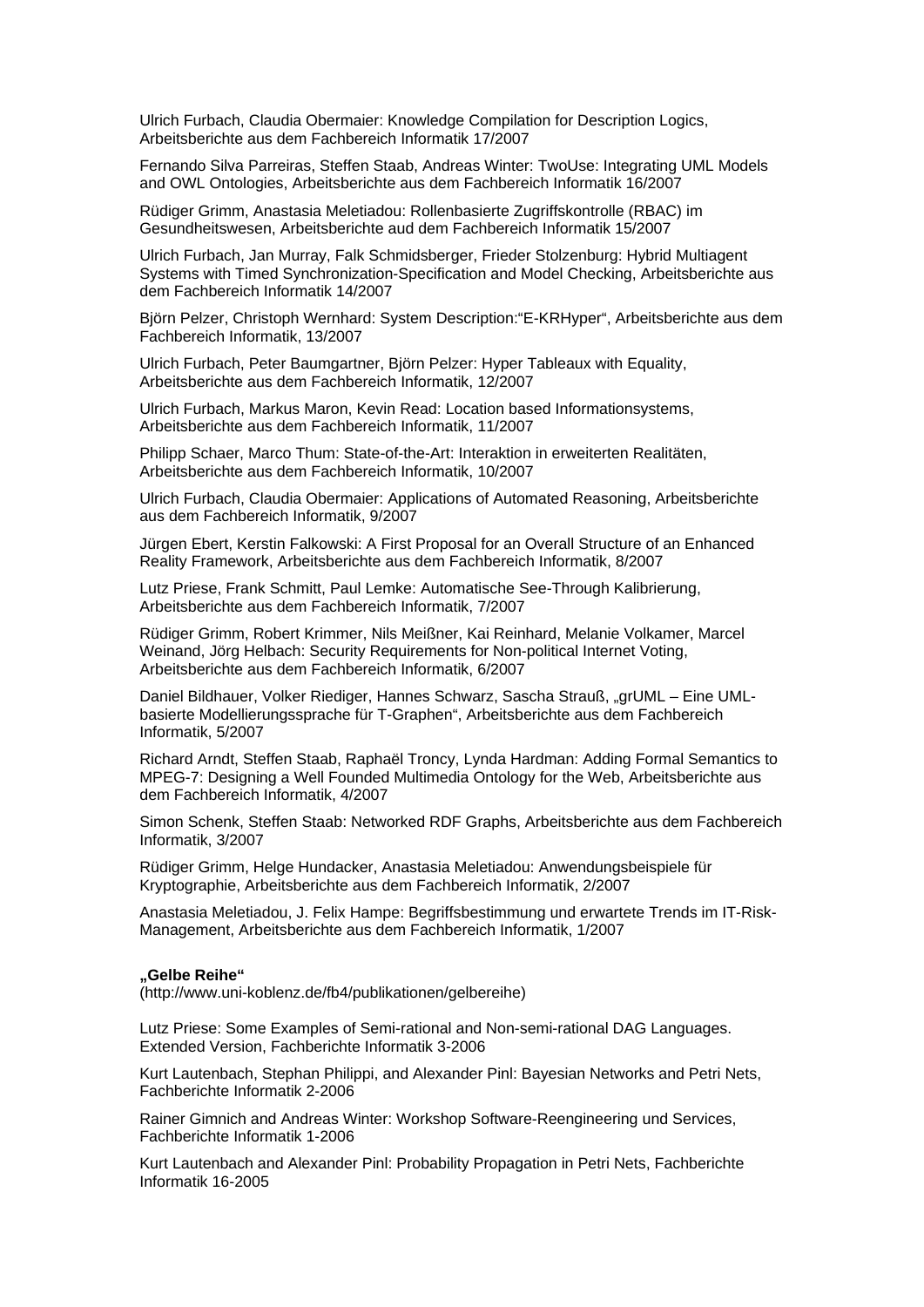Ulrich Furbach, Claudia Obermaier: Knowledge Compilation for Description Logics, Arbeitsberichte aus dem Fachbereich Informatik 17/2007

Fernando Silva Parreiras, Steffen Staab, Andreas Winter: TwoUse: Integrating UML Models and OWL Ontologies, Arbeitsberichte aus dem Fachbereich Informatik 16/2007

Rüdiger Grimm, Anastasia Meletiadou: Rollenbasierte Zugriffskontrolle (RBAC) im Gesundheitswesen, Arbeitsberichte aud dem Fachbereich Informatik 15/2007

Ulrich Furbach, Jan Murray, Falk Schmidsberger, Frieder Stolzenburg: Hybrid Multiagent Systems with Timed Synchronization-Specification and Model Checking, Arbeitsberichte aus dem Fachbereich Informatik 14/2007

Björn Pelzer, Christoph Wernhard: System Description:"E-KRHyper", Arbeitsberichte aus dem Fachbereich Informatik, 13/2007

Ulrich Furbach, Peter Baumgartner, Björn Pelzer: Hyper Tableaux with Equality, Arbeitsberichte aus dem Fachbereich Informatik, 12/2007

Ulrich Furbach, Markus Maron, Kevin Read: Location based Informationsystems, Arbeitsberichte aus dem Fachbereich Informatik, 11/2007

Philipp Schaer, Marco Thum: State-of-the-Art: Interaktion in erweiterten Realitäten, Arbeitsberichte aus dem Fachbereich Informatik, 10/2007

Ulrich Furbach, Claudia Obermaier: Applications of Automated Reasoning, Arbeitsberichte aus dem Fachbereich Informatik, 9/2007

Jürgen Ebert, Kerstin Falkowski: A First Proposal for an Overall Structure of an Enhanced Reality Framework, Arbeitsberichte aus dem Fachbereich Informatik, 8/2007

Lutz Priese, Frank Schmitt, Paul Lemke: Automatische See-Through Kalibrierung, Arbeitsberichte aus dem Fachbereich Informatik, 7/2007

Rüdiger Grimm, Robert Krimmer, Nils Meißner, Kai Reinhard, Melanie Volkamer, Marcel Weinand, Jörg Helbach: Security Requirements for Non-political Internet Voting, Arbeitsberichte aus dem Fachbereich Informatik, 6/2007

Daniel Bildhauer, Volker Riediger, Hannes Schwarz, Sascha Strauß, „grUML – Eine UML-basierte Modellierungssprache für T-Graphen", Arbeitsberichte aus dem Fachbereich Informatik, 5/2007

Richard Arndt, Steffen Staab, Raphaël Troncy, Lynda Hardman: Adding Formal Semantics to MPEG-7: Designing a Well Founded Multimedia Ontology for the Web, Arbeitsberichte aus dem Fachbereich Informatik, 4/2007

Simon Schenk, Steffen Staab: Networked RDF Graphs, Arbeitsberichte aus dem Fachbereich Informatik, 3/2007

Rüdiger Grimm, Helge Hundacker, Anastasia Meletiadou: Anwendungsbeispiele für Kryptographie, Arbeitsberichte aus dem Fachbereich Informatik, 2/2007

Anastasia Meletiadou, J. Felix Hampe: Begriffsbestimmung und erwartete Trends im IT-Risk-Management, Arbeitsberichte aus dem Fachbereich Informatik, 1/2007

**„Gelbe Reihe"**
(http://www.uni-koblenz.de/fb4/publikationen/gelbereihe)

Lutz Priese: Some Examples of Semi-rational and Non-semi-rational DAG Languages. Extended Version, Fachberichte Informatik 3-2006

Kurt Lautenbach, Stephan Philippi, and Alexander Pinl: Bayesian Networks and Petri Nets, Fachberichte Informatik 2-2006

Rainer Gimnich and Andreas Winter: Workshop Software-Reengineering und Services, Fachberichte Informatik 1-2006

Kurt Lautenbach and Alexander Pinl: Probability Propagation in Petri Nets, Fachberichte Informatik 16-2005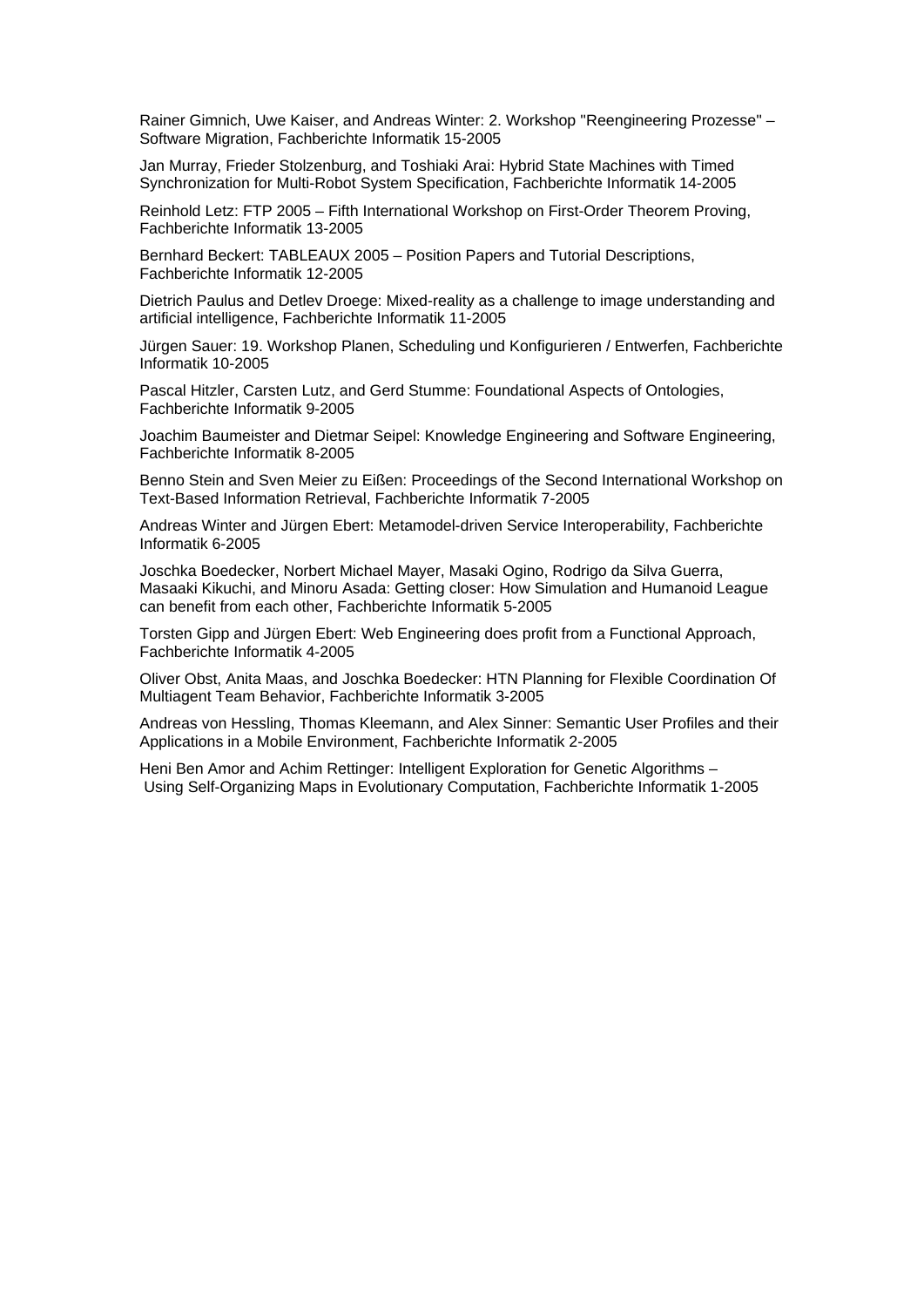Rainer Gimnich, Uwe Kaiser, and Andreas Winter: 2. Workshop "Reengineering Prozesse" – Software Migration, Fachberichte Informatik 15-2005

Jan Murray, Frieder Stolzenburg, and Toshiaki Arai: Hybrid State Machines with Timed Synchronization for Multi-Robot System Specification, Fachberichte Informatik 14-2005

Reinhold Letz: FTP 2005 – Fifth International Workshop on First-Order Theorem Proving, Fachberichte Informatik 13-2005

Bernhard Beckert: TABLEAUX 2005 – Position Papers and Tutorial Descriptions, Fachberichte Informatik 12-2005

Dietrich Paulus and Detlev Droege: Mixed-reality as a challenge to image understanding and artificial intelligence, Fachberichte Informatik 11-2005

Jürgen Sauer: 19. Workshop Planen, Scheduling und Konfigurieren / Entwerfen, Fachberichte Informatik 10-2005

Pascal Hitzler, Carsten Lutz, and Gerd Stumme: Foundational Aspects of Ontologies, Fachberichte Informatik 9-2005

Joachim Baumeister and Dietmar Seipel: Knowledge Engineering and Software Engineering, Fachberichte Informatik 8-2005

Benno Stein and Sven Meier zu Eißen: Proceedings of the Second International Workshop on Text-Based Information Retrieval, Fachberichte Informatik 7-2005

Andreas Winter and Jürgen Ebert: Metamodel-driven Service Interoperability, Fachberichte Informatik 6-2005

Joschka Boedecker, Norbert Michael Mayer, Masaki Ogino, Rodrigo da Silva Guerra, Masaaki Kikuchi, and Minoru Asada: Getting closer: How Simulation and Humanoid League can benefit from each other, Fachberichte Informatik 5-2005

Torsten Gipp and Jürgen Ebert: Web Engineering does profit from a Functional Approach, Fachberichte Informatik 4-2005

Oliver Obst, Anita Maas, and Joschka Boedecker: HTN Planning for Flexible Coordination Of Multiagent Team Behavior, Fachberichte Informatik 3-2005

Andreas von Hessling, Thomas Kleemann, and Alex Sinner: Semantic User Profiles and their Applications in a Mobile Environment, Fachberichte Informatik 2-2005

Heni Ben Amor and Achim Rettinger: Intelligent Exploration for Genetic Algorithms – Using Self-Organizing Maps in Evolutionary Computation, Fachberichte Informatik 1-2005